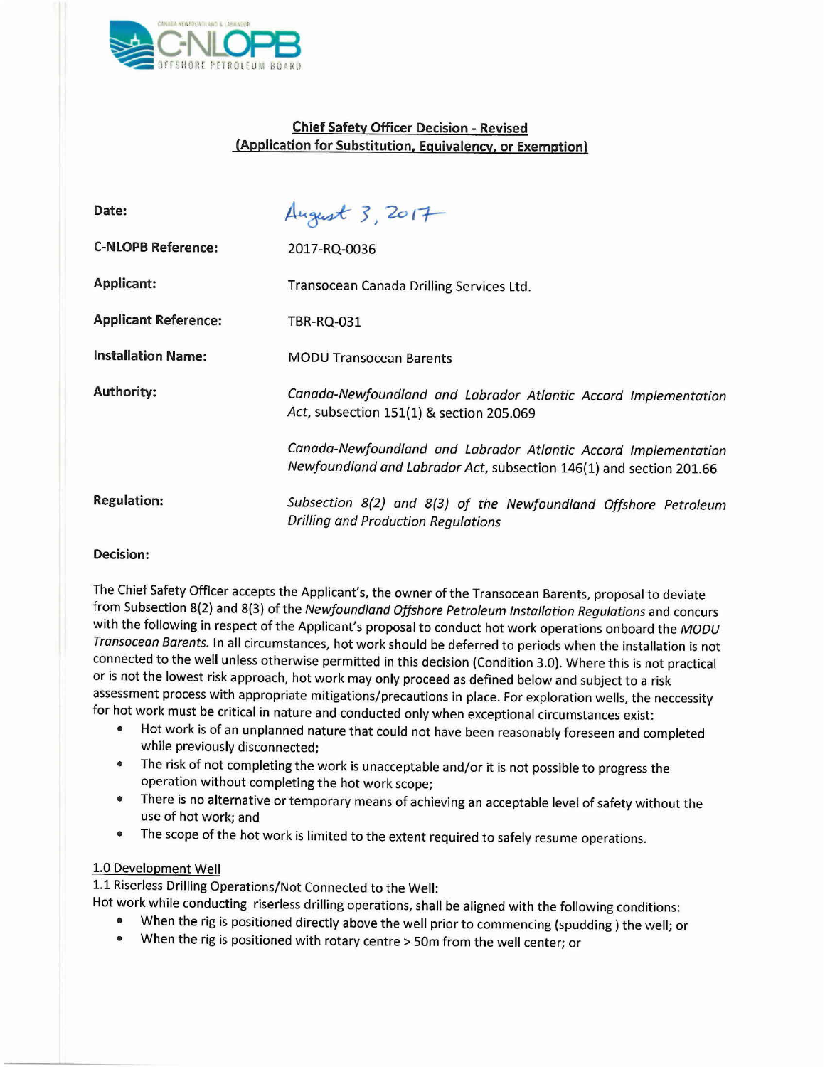## Chief Safety Officer Decision - Revised
## (Application for Substitution, Equivalency, or Exemption)

| | |
|---|---|
| **Date:** | August 3, 2017 |
| **C-NLOPB Reference:** | 2017-RQ-0036 |
| **Applicant:** | Transocean Canada Drilling Services Ltd. |
| **Applicant Reference:** | TBR-RQ-031 |
| **Installation Name:** | MODU Transocean Barents |
| **Authority:** | *Canada-Newfoundland and Labrador Atlantic Accord Implementation Act*, subsection 151(1) & section 205.069<br><br>*Canada-Newfoundland and Labrador Atlantic Accord Implementation Newfoundland and Labrador Act*, subsection 146(1) and section 201.66 |
| **Regulation:** | *Subsection 8(2) and 8(3) of the Newfoundland Offshore Petroleum Drilling and Production Regulations* |

**Decision:**

The Chief Safety Officer accepts the Applicant's, the owner of the Transocean Barents, proposal to deviate from Subsection 8(2) and 8(3) of the *Newfoundland Offshore Petroleum Installation Regulations* and concurs with the following in respect of the Applicant's proposal to conduct hot work operations onboard the *MODU Transocean Barents*. In all circumstances, hot work should be deferred to periods when the installation is not connected to the well unless otherwise permitted in this decision (Condition 3.0). Where this is not practical or is not the lowest risk approach, hot work may only proceed as defined below and subject to a risk assessment process with appropriate mitigations/precautions in place. For exploration wells, the neccessity for hot work must be critical in nature and conducted only when exceptional circumstances exist:

- Hot work is of an unplanned nature that could not have been reasonably foreseen and completed while previously disconnected;
- The risk of not completing the work is unacceptable and/or it is not possible to progress the operation without completing the hot work scope;
- There is no alternative or temporary means of achieving an acceptable level of safety without the use of hot work; and
- The scope of the hot work is limited to the extent required to safely resume operations.

1.0 Development Well

1.1 Riserless Drilling Operations/Not Connected to the Well:

Hot work while conducting riserless drilling operations, shall be aligned with the following conditions:

- When the rig is positioned directly above the well prior to commencing (spudding ) the well; or
- When the rig is positioned with rotary centre > 50m from the well center; or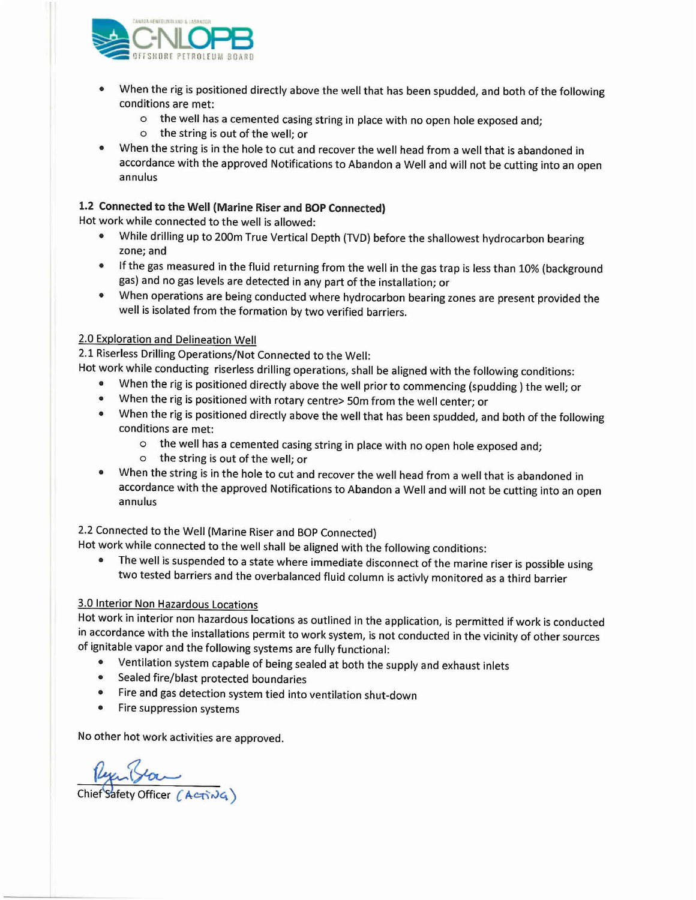- When the rig is positioned directly above the well that has been spudded, and both of the following conditions are met:
  - the well has a cemented casing string in place with no open hole exposed and;
  - the string is out of the well; or
- When the string is in the hole to cut and recover the well head from a well that is abandoned in accordance with the approved Notifications to Abandon a Well and will not be cutting into an open annulus

**1.2 Connected to the Well (Marine Riser and BOP Connected)**

Hot work while connected to the well is allowed:

- While drilling up to 200m True Vertical Depth (TVD) before the shallowest hydrocarbon bearing zone; and
- If the gas measured in the fluid returning from the well in the gas trap is less than 10% (background gas) and no gas levels are detected in any part of the installation; or
- When operations are being conducted where hydrocarbon bearing zones are present provided the well is isolated from the formation by two verified barriers.

<u>2.0 Exploration and Delineation Well</u>

2.1 Riserless Drilling Operations/Not Connected to the Well:

Hot work while conducting riserless drilling operations, shall be aligned with the following conditions:

- When the rig is positioned directly above the well prior to commencing (spudding ) the well; or
- When the rig is positioned with rotary centre> 50m from the well center; or
- When the rig is positioned directly above the well that has been spudded, and both of the following conditions are met:
  - the well has a cemented casing string in place with no open hole exposed and;
  - the string is out of the well; or
- When the string is in the hole to cut and recover the well head from a well that is abandoned in accordance with the approved Notifications to Abandon a Well and will not be cutting into an open annulus

2.2 Connected to the Well (Marine Riser and BOP Connected)

Hot work while connected to the well shall be aligned with the following conditions:

- The well is suspended to a state where immediate disconnect of the marine riser is possible using two tested barriers and the overbalanced fluid column is activly monitored as a third barrier

<u>3.0 Interior Non Hazardous Locations</u>

Hot work in interior non hazardous locations as outlined in the application, is permitted if work is conducted in accordance with the installations permit to work system, is not conducted in the vicinity of other sources of ignitable vapor and the following systems are fully functional:

- Ventilation system capable of being sealed at both the supply and exhaust inlets
- Sealed fire/blast protected boundaries
- Fire and gas detection system tied into ventilation shut-down
- Fire suppression systems

No other hot work activities are approved.

Chief Safety Officer (ACTING)